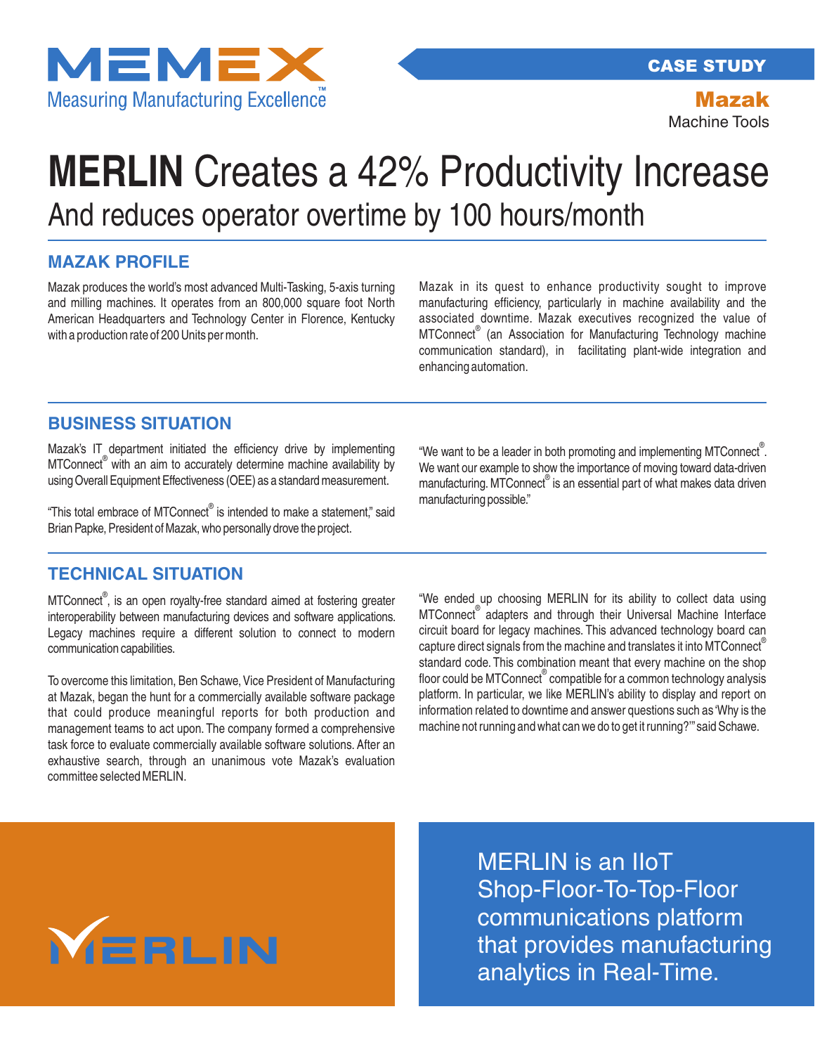MEMEX
Measuring Manufacturing Excellence™

CASE STUDY

**Mazak**
Machine Tools

# **MERLIN** Creates a 42% Productivity Increase

## And reduces operator overtime by 100 hours/month

## MAZAK PROFILE

Mazak produces the world's most advanced Multi-Tasking, 5-axis turning and milling machines. It operates from an 800,000 square foot North American Headquarters and Technology Center in Florence, Kentucky with a production rate of 200 Units per month.

Mazak in its quest to enhance productivity sought to improve manufacturing efficiency, particularly in machine availability and the associated downtime. Mazak executives recognized the value of MTConnect® (an Association for Manufacturing Technology machine communication standard), in facilitating plant-wide integration and enhancing automation.

## BUSINESS SITUATION

Mazak's IT department initiated the efficiency drive by implementing MTConnect® with an aim to accurately determine machine availability by using Overall Equipment Effectiveness (OEE) as a standard measurement.

"This total embrace of MTConnect® is intended to make a statement," said Brian Papke, President of Mazak, who personally drove the project.

"We want to be a leader in both promoting and implementing MTConnect®. We want our example to show the importance of moving toward data-driven manufacturing. MTConnect® is an essential part of what makes data driven manufacturing possible."

## TECHNICAL SITUATION

MTConnect®, is an open royalty-free standard aimed at fostering greater interoperability between manufacturing devices and software applications. Legacy machines require a different solution to connect to modern communication capabilities.

To overcome this limitation, Ben Schawe, Vice President of Manufacturing at Mazak, began the hunt for a commercially available software package that could produce meaningful reports for both production and management teams to act upon. The company formed a comprehensive task force to evaluate commercially available software solutions. After an exhaustive search, through an unanimous vote Mazak's evaluation committee selected MERLIN.

"We ended up choosing MERLIN for its ability to collect data using MTConnect® adapters and through their Universal Machine Interface circuit board for legacy machines. This advanced technology board can capture direct signals from the machine and translates it into MTConnect® standard code. This combination meant that every machine on the shop floor could be MTConnect® compatible for a common technology analysis platform. In particular, we like MERLIN's ability to display and report on information related to downtime and answer questions such as 'Why is the machine not running and what can we do to get it running?'" said Schawe.

MERLIN

MERLIN is an IIoT Shop-Floor-To-Top-Floor communications platform that provides manufacturing analytics in Real-Time.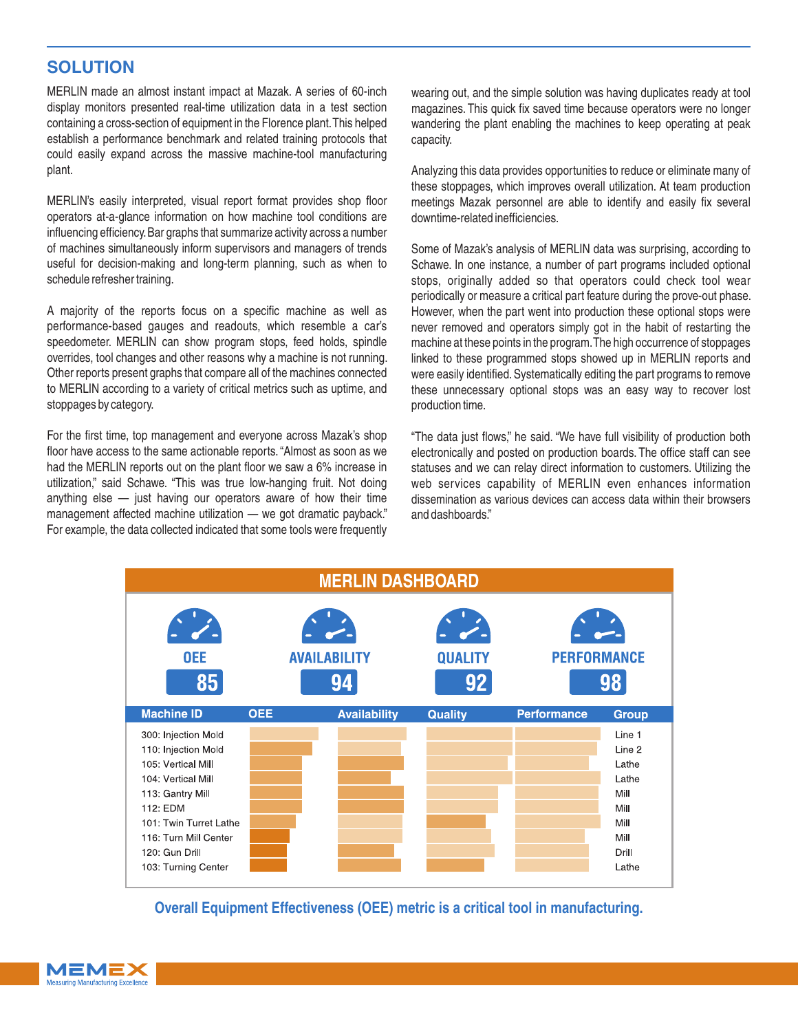## SOLUTION

MERLIN made an almost instant impact at Mazak. A series of 60-inch display monitors presented real-time utilization data in a test section containing a cross-section of equipment in the Florence plant. This helped establish a performance benchmark and related training protocols that could easily expand across the massive machine-tool manufacturing plant.

MERLIN's easily interpreted, visual report format provides shop floor operators at-a-glance information on how machine tool conditions are influencing efficiency. Bar graphs that summarize activity across a number of machines simultaneously inform supervisors and managers of trends useful for decision-making and long-term planning, such as when to schedule refresher training.

A majority of the reports focus on a specific machine as well as performance-based gauges and readouts, which resemble a car's speedometer. MERLIN can show program stops, feed holds, spindle overrides, tool changes and other reasons why a machine is not running. Other reports present graphs that compare all of the machines connected to MERLIN according to a variety of critical metrics such as uptime, and stoppages by category.

For the first time, top management and everyone across Mazak's shop floor have access to the same actionable reports. "Almost as soon as we had the MERLIN reports out on the plant floor we saw a 6% increase in utilization," said Schawe. "This was true low-hanging fruit. Not doing anything else — just having our operators aware of how their time management affected machine utilization — we got dramatic payback." For example, the data collected indicated that some tools were frequently wearing out, and the simple solution was having duplicates ready at tool magazines. This quick fix saved time because operators were no longer wandering the plant enabling the machines to keep operating at peak capacity.

Analyzing this data provides opportunities to reduce or eliminate many of these stoppages, which improves overall utilization. At team production meetings Mazak personnel are able to identify and easily fix several downtime-related inefficiencies.

Some of Mazak's analysis of MERLIN data was surprising, according to Schawe. In one instance, a number of part programs included optional stops, originally added so that operators could check tool wear periodically or measure a critical part feature during the prove-out phase. However, when the part went into production these optional stops were never removed and operators simply got in the habit of restarting the machine at these points in the program. The high occurrence of stoppages linked to these programmed stops showed up in MERLIN reports and were easily identified. Systematically editing the part programs to remove these unnecessary optional stops was an easy way to recover lost production time.

"The data just flows," he said. "We have full visibility of production both electronically and posted on production boards. The office staff can see statuses and we can relay direct information to customers. Utilizing the web services capability of MERLIN even enhances information dissemination as various devices can access data within their browsers and dashboards."

**MERLIN DASHBOARD**

| OEE | AVAILABILITY | QUALITY | PERFORMANCE |
|---|---|---|---|
| 85 | 94 | 92 | 98 |

| Machine ID | OEE | Availability | Quality | Performance | Group |
|---|---|---|---|---|---|
| 300: Injection Mold | | | | | Line 1 |
| 110: Injection Mold | | | | | Line 2 |
| 105: Vertical Mill | | | | | Lathe |
| 104: Vertical Mill | | | | | Lathe |
| 113: Gantry Mill | | | | | Mill |
| 112: EDM | | | | | Mill |
| 101: Twin Turret Lathe | | | | | Mill |
| 116: Turn Mill Center | | | | | Mill |
| 120: Gun Drill | | | | | Drill |
| 103: Turning Center | | | | | Lathe |

**Overall Equipment Effectiveness (OEE) metric is a critical tool in manufacturing.**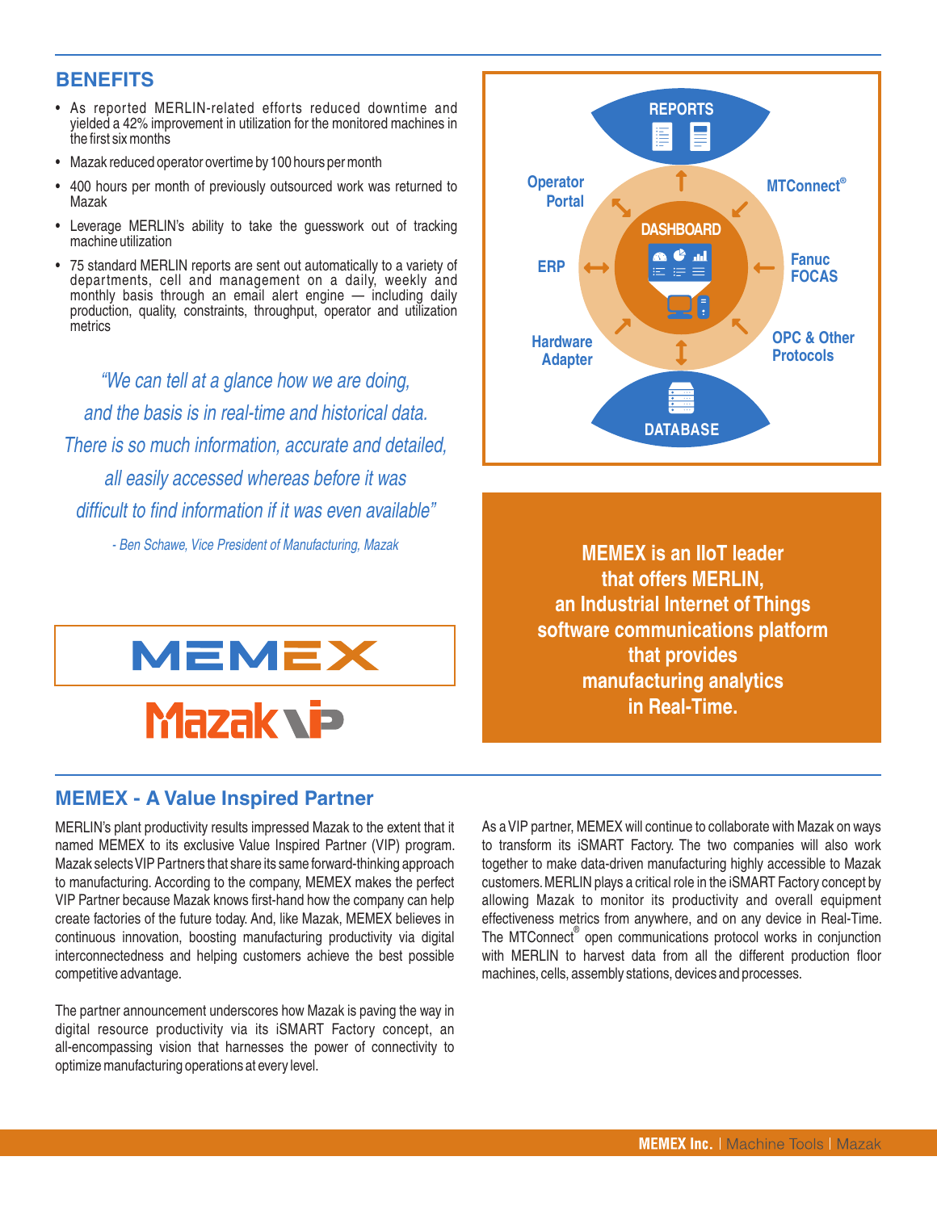## BENEFITS

- As reported MERLIN-related efforts reduced downtime and yielded a 42% improvement in utilization for the monitored machines in the first six months
- Mazak reduced operator overtime by 100 hours per month
- 400 hours per month of previously outsourced work was returned to Mazak
- Leverage MERLIN's ability to take the guesswork out of tracking machine utilization
- 75 standard MERLIN reports are sent out automatically to a variety of departments, cell and management on a daily, weekly and monthly basis through an email alert engine — including daily production, quality, constraints, throughput, operator and utilization metrics

*"We can tell at a glance how we are doing, and the basis is in real-time and historical data. There is so much information, accurate and detailed, all easily accessed whereas before it was difficult to find information if it was even available"*

*- Ben Schawe, Vice President of Manufacturing, Mazak*

REPORTS

Operator Portal | MTConnect® | ERP | DASHBOARD | Fanuc FOCAS | Hardware Adapter | OPC & Other Protocols

DATABASE

MEMEX

Mazak VIP

**MEMEX is an IIoT leader that offers MERLIN, an Industrial Internet of Things software communications platform that provides manufacturing analytics in Real-Time.**

## MEMEX - A Value Inspired Partner

MERLIN's plant productivity results impressed Mazak to the extent that it named MEMEX to its exclusive Value Inspired Partner (VIP) program. Mazak selects VIP Partners that share its same forward-thinking approach to manufacturing. According to the company, MEMEX makes the perfect VIP Partner because Mazak knows first-hand how the company can help create factories of the future today. And, like Mazak, MEMEX believes in continuous innovation, boosting manufacturing productivity via digital interconnectedness and helping customers achieve the best possible competitive advantage.

The partner announcement underscores how Mazak is paving the way in digital resource productivity via its iSMART Factory concept, an all-encompassing vision that harnesses the power of connectivity to optimize manufacturing operations at every level.

As a VIP partner, MEMEX will continue to collaborate with Mazak on ways to transform its iSMART Factory. The two companies will also work together to make data-driven manufacturing highly accessible to Mazak customers. MERLIN plays a critical role in the iSMART Factory concept by allowing Mazak to monitor its productivity and overall equipment effectiveness metrics from anywhere, and on any device in Real-Time. The MTConnect® open communications protocol works in conjunction with MERLIN to harvest data from all the different production floor machines, cells, assembly stations, devices and processes.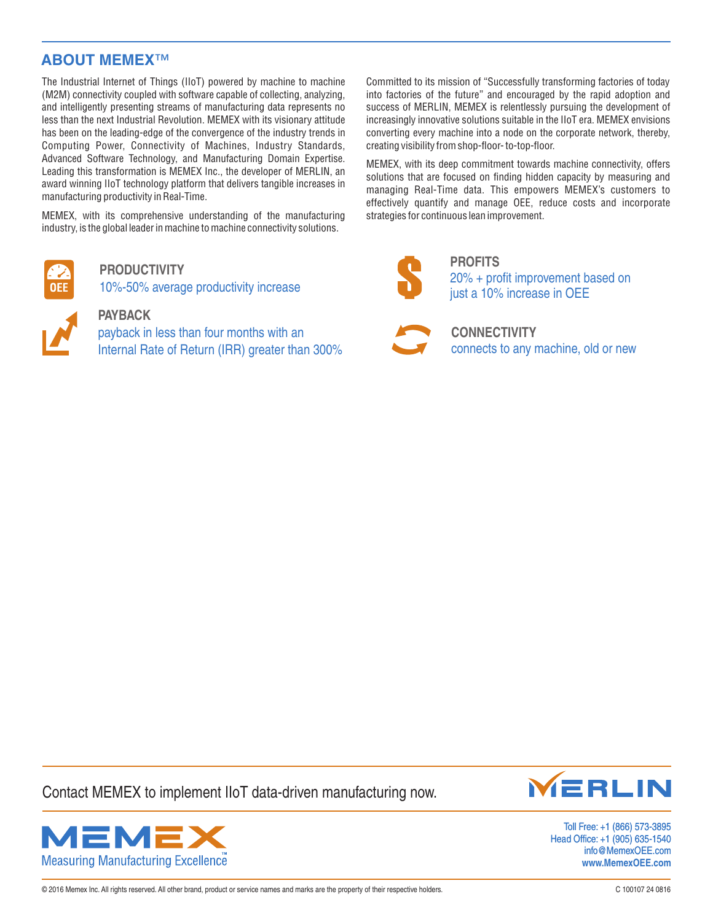## ABOUT MEMEX™

The Industrial Internet of Things (IIoT) powered by machine to machine (M2M) connectivity coupled with software capable of collecting, analyzing, and intelligently presenting streams of manufacturing data represents no less than the next Industrial Revolution. MEMEX with its visionary attitude has been on the leading-edge of the convergence of the industry trends in Computing Power, Connectivity of Machines, Industry Standards, Advanced Software Technology, and Manufacturing Domain Expertise. Leading this transformation is MEMEX Inc., the developer of MERLIN, an award winning IIoT technology platform that delivers tangible increases in manufacturing productivity in Real-Time.

MEMEX, with its comprehensive understanding of the manufacturing industry, is the global leader in machine to machine connectivity solutions.

Committed to its mission of "Successfully transforming factories of today into factories of the future" and encouraged by the rapid adoption and success of MERLIN, MEMEX is relentlessly pursuing the development of increasingly innovative solutions suitable in the IIoT era. MEMEX envisions converting every machine into a node on the corporate network, thereby, creating visibility from shop-floor- to-top-floor.

MEMEX, with its deep commitment towards machine connectivity, offers solutions that are focused on finding hidden capacity by measuring and managing Real-Time data. This empowers MEMEX's customers to effectively quantify and manage OEE, reduce costs and incorporate strategies for continuous lean improvement.

**PRODUCTIVITY**
10%-50% average productivity increase

**PAYBACK**
payback in less than four months with an Internal Rate of Return (IRR) greater than 300%

**PROFITS**
20% + profit improvement based on just a 10% increase in OEE

**CONNECTIVITY**
connects to any machine, old or new

Contact MEMEX to implement IIoT data-driven manufacturing now.

MERLIN

MEMEX
Measuring Manufacturing Excellence™

Toll Free: +1 (866) 573-3895
Head Office: +1 (905) 635-1540
info@MemexOEE.com
**www.MemexOEE.com**

© 2016 Memex Inc. All rights reserved. All other brand, product or service names and marks are the property of their respective holders.

C 100107 24 0816